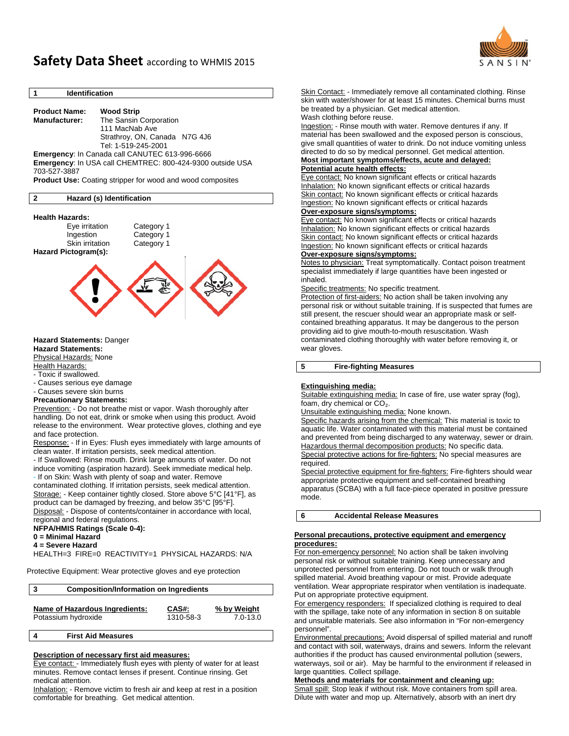# Safety Data Sheet according to WHMIS 2015

SANSIN®

## 1 Identification

**Product Name:** **Wood Strip**
**Manufacturer:** The Sansin Corporation
111 MacNab Ave
Strathroy, ON, Canada N7G 4J6
Tel: 1-519-245-2001

**Emergency**: In Canada call CANUTEC 613-996-6666
**Emergency**: In USA call CHEMTREC: 800-424-9300 outside USA 703-527-3887
**Product Use:** Coating stripper for wood and wood composites

## 2 Hazard (s) Identification

**Health Hazards:**

| | |
|---|---|
| Eye irritation | Category 1 |
| Ingestion | Category 1 |
| Skin irritation | Category 1 |

**Hazard Pictogram(s):**

**Hazard Statements:** Danger
**Hazard Statements:**
Physical Hazards: None
Health Hazards:
- Toxic if swallowed.
- Causes serious eye damage
- Causes severe skin burns

**Precautionary Statements:**
Prevention: - Do not breathe mist or vapor. Wash thoroughly after handling. Do not eat, drink or smoke when using this product. Avoid release to the environment. Wear protective gloves, clothing and eye and face protection.
Response: - If in Eyes: Flush eyes immediately with large amounts of clean water. If irritation persists, seek medical attention.
- If Swallowed: Rinse mouth. Drink large amounts of water. Do not induce vomiting (aspiration hazard). Seek immediate medical help.
- If on Skin: Wash with plenty of soap and water. Remove contaminated clothing. If irritation persists, seek medical attention.
Storage: - Keep container tightly closed. Store above 5°C [41°F], as product can be damaged by freezing, and below 35°C [95°F].
Disposal: - Dispose of contents/container in accordance with local, regional and federal regulations.

**NFPA/HMIS Ratings (Scale 0-4):**
**0 = Minimal Hazard**
**4 = Severe Hazard**
HEALTH=3 FIRE=0 REACTIVITY=1 PHYSICAL HAZARDS: N/A

Protective Equipment: Wear protective gloves and eye protection

## 3 Composition/Information on Ingredients

| Name of Hazardous Ingredients: | CAS#: | % by Weight |
|---|---|---|
| Potassium hydroxide | 1310-58-3 | 7.0-13.0 |

## 4 First Aid Measures

**Description of necessary first aid measures:**
Eye contact: - Immediately flush eyes with plenty of water for at least minutes. Remove contact lenses if present. Continue rinsing. Get medical attention.
Inhalation: - Remove victim to fresh air and keep at rest in a position comfortable for breathing. Get medical attention.
Skin Contact: - Immediately remove all contaminated clothing. Rinse skin with water/shower for at least 15 minutes. Chemical burns must be treated by a physician. Get medical attention.
Wash clothing before reuse.
Ingestion: - Rinse mouth with water. Remove dentures if any. If material has been swallowed and the exposed person is conscious, give small quantities of water to drink. Do not induce vomiting unless directed to do so by medical personnel. Get medical attention.

**Most important symptoms/effects, acute and delayed:**
**Potential acute health effects:**
Eye contact: No known significant effects or critical hazards
Inhalation: No known significant effects or critical hazards
Skin contact: No known significant effects or critical hazards
Ingestion: No known significant effects or critical hazards
**Over-exposure signs/symptoms:**
Eye contact: No known significant effects or critical hazards
Inhalation: No known significant effects or critical hazards
Skin contact: No known significant effects or critical hazards
Ingestion: No known significant effects or critical hazards
**Over-exposure signs/symptoms:**
Notes to physician: Treat symptomatically. Contact poison treatment specialist immediately if large quantities have been ingested or inhaled.
Specific treatments: No specific treatment.
Protection of first-aiders: No action shall be taken involving any personal risk or without suitable training. If is suspected that fumes are still present, the rescuer should wear an appropriate mask or self-contained breathing apparatus. It may be dangerous to the person providing aid to give mouth-to-mouth resuscitation. Wash contaminated clothing thoroughly with water before removing it, or wear gloves.

## 5 Fire-fighting Measures

**Extinguishing media:**
Suitable extinguishing media: In case of fire, use water spray (fog), foam, dry chemical or $CO_2$.
Unsuitable extinguishing media: None known.
Specific hazards arising from the chemical: This material is toxic to aquatic life. Water contaminated with this material must be contained and prevented from being discharged to any waterway, sewer or drain.
Hazardous thermal decomposition products: No specific data.
Special protective actions for fire-fighters: No special measures are required.
Special protective equipment for fire-fighters: Fire-fighters should wear appropriate protective equipment and self-contained breathing apparatus (SCBA) with a full face-piece operated in positive pressure mode.

## 6 Accidental Release Measures

**Personal precautions, protective equipment and emergency procedures:**
For non-emergency personnel: No action shall be taken involving personal risk or without suitable training. Keep unnecessary and unprotected personnel from entering. Do not touch or walk through spilled material. Avoid breathing vapour or mist. Provide adequate ventilation. Wear appropriate respirator when ventilation is inadequate. Put on appropriate protective equipment.
For emergency responders: If specialized clothing is required to deal with the spillage, take note of any information in section 8 on suitable and unsuitable materials. See also information in "For non-emergency personnel".
Environmental precautions: Avoid dispersal of spilled material and runoff and contact with soil, waterways, drains and sewers. Inform the relevant authorities if the product has caused environmental pollution (sewers, waterways, soil or air). May be harmful to the environment if released in large quantities. Collect spillage.
**Methods and materials for containment and cleaning up:**
Small spill: Stop leak if without risk. Move containers from spill area. Dilute with water and mop up. Alternatively, absorb with an inert dry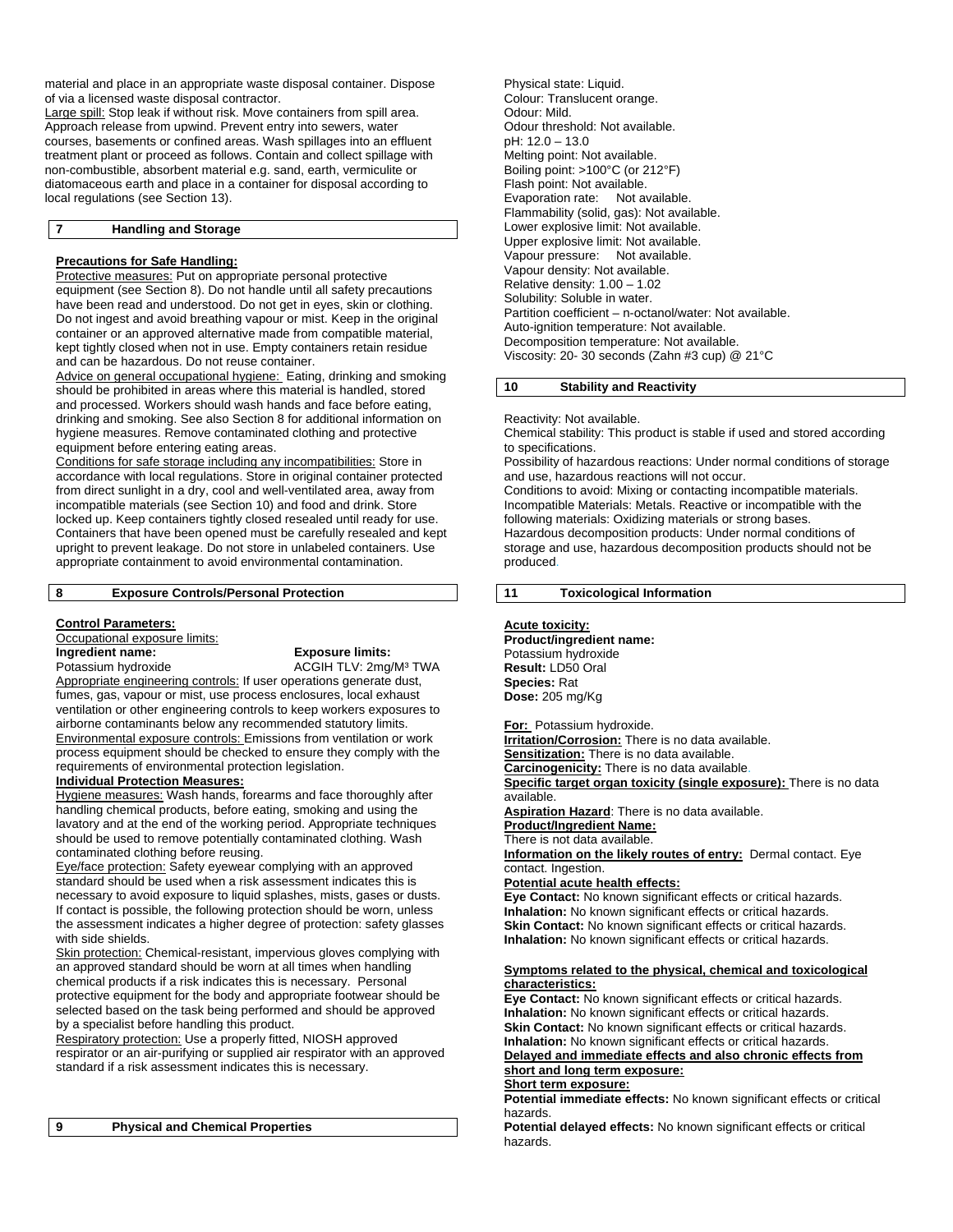material and place in an appropriate waste disposal container. Dispose of via a licensed waste disposal contractor.

Large spill: Stop leak if without risk. Move containers from spill area. Approach release from upwind. Prevent entry into sewers, water courses, basements or confined areas. Wash spillages into an effluent treatment plant or proceed as follows. Contain and collect spillage with non-combustible, absorbent material e.g. sand, earth, vermiculite or diatomaceous earth and place in a container for disposal according to local regulations (see Section 13).

## 7 Handling and Storage

**Precautions for Safe Handling:**

Protective measures: Put on appropriate personal protective equipment (see Section 8). Do not handle until all safety precautions have been read and understood. Do not get in eyes, skin or clothing. Do not ingest and avoid breathing vapour or mist. Keep in the original container or an approved alternative made from compatible material, kept tightly closed when not in use. Empty containers retain residue and can be hazardous. Do not reuse container.

Advice on general occupational hygiene: Eating, drinking and smoking should be prohibited in areas where this material is handled, stored and processed. Workers should wash hands and face before eating, drinking and smoking. See also Section 8 for additional information on hygiene measures. Remove contaminated clothing and protective equipment before entering eating areas.

Conditions for safe storage including any incompatibilities: Store in accordance with local regulations. Store in original container protected from direct sunlight in a dry, cool and well-ventilated area, away from incompatible materials (see Section 10) and food and drink. Store locked up. Keep containers tightly closed resealed until ready for use. Containers that have been opened must be carefully resealed and kept upright to prevent leakage. Do not store in unlabeled containers. Use appropriate containment to avoid environmental contamination.

## 8 Exposure Controls/Personal Protection

**Control Parameters:**

Occupational exposure limits:

| **Ingredient name:** | **Exposure limits:** |
| --- | --- |
| Potassium hydroxide | ACGIH TLV: 2mg/M³ TWA |

Appropriate engineering controls: If user operations generate dust, fumes, gas, vapour or mist, use process enclosures, local exhaust ventilation or other engineering controls to keep workers exposures to airborne contaminants below any recommended statutory limits.

Environmental exposure controls: Emissions from ventilation or work process equipment should be checked to ensure they comply with the requirements of environmental protection legislation.

**Individual Protection Measures:**

Hygiene measures: Wash hands, forearms and face thoroughly after handling chemical products, before eating, smoking and using the lavatory and at the end of the working period. Appropriate techniques should be used to remove potentially contaminated clothing. Wash contaminated clothing before reusing.

Eye/face protection: Safety eyewear complying with an approved standard should be used when a risk assessment indicates this is necessary to avoid exposure to liquid splashes, mists, gases or dusts. If contact is possible, the following protection should be worn, unless the assessment indicates a higher degree of protection: safety glasses with side shields.

Skin protection: Chemical-resistant, impervious gloves complying with an approved standard should be worn at all times when handling chemical products if a risk indicates this is necessary. Personal protective equipment for the body and appropriate footwear should be selected based on the task being performed and should be approved by a specialist before handling this product.

Respiratory protection: Use a properly fitted, NIOSH approved respirator or an air-purifying or supplied air respirator with an approved standard if a risk assessment indicates this is necessary.

## 9 Physical and Chemical Properties

Physical state: Liquid.
Colour: Translucent orange.
Odour: Mild.
Odour threshold: Not available.
pH: 12.0 – 13.0
Melting point: Not available.
Boiling point: >100°C (or 212°F)
Flash point: Not available.
Evaporation rate: Not available.
Flammability (solid, gas): Not available.
Lower explosive limit: Not available.
Upper explosive limit: Not available.
Vapour pressure: Not available.
Vapour density: Not available.
Relative density: 1.00 – 1.02
Solubility: Soluble in water.
Partition coefficient – n-octanol/water: Not available.
Auto-ignition temperature: Not available.
Decomposition temperature: Not available.
Viscosity: 20- 30 seconds (Zahn #3 cup) @ 21°C

## 10 Stability and Reactivity

Reactivity: Not available.
Chemical stability: This product is stable if used and stored according to specifications.
Possibility of hazardous reactions: Under normal conditions of storage and use, hazardous reactions will not occur.
Conditions to avoid: Mixing or contacting incompatible materials.
Incompatible Materials: Metals. Reactive or incompatible with the following materials: Oxidizing materials or strong bases.
Hazardous decomposition products: Under normal conditions of storage and use, hazardous decomposition products should not be produced.

## 11 Toxicological Information

**Acute toxicity:**
**Product/ingredient name:**
Potassium hydroxide
**Result:** LD50 Oral
**Species:** Rat
**Dose:** 205 mg/Kg

**For:** Potassium hydroxide.
**Irritation/Corrosion:** There is no data available.
**Sensitization:** There is no data available.
**Carcinogenicity:** There is no data available.
**Specific target organ toxicity (single exposure):** There is no data available.
**Aspiration Hazard**: There is no data available.
**Product/Ingredient Name:**
There is not data available.
**Information on the likely routes of entry:** Dermal contact. Eye contact. Ingestion.
**Potential acute health effects:**
**Eye Contact:** No known significant effects or critical hazards.
**Inhalation:** No known significant effects or critical hazards.
**Skin Contact:** No known significant effects or critical hazards.
**Inhalation:** No known significant effects or critical hazards.

**Symptoms related to the physical, chemical and toxicological characteristics:**
**Eye Contact:** No known significant effects or critical hazards.
**Inhalation:** No known significant effects or critical hazards.
**Skin Contact:** No known significant effects or critical hazards.
**Inhalation:** No known significant effects or critical hazards.
**Delayed and immediate effects and also chronic effects from short and long term exposure:**
**Short term exposure:**
**Potential immediate effects:** No known significant effects or critical hazards.
**Potential delayed effects:** No known significant effects or critical hazards.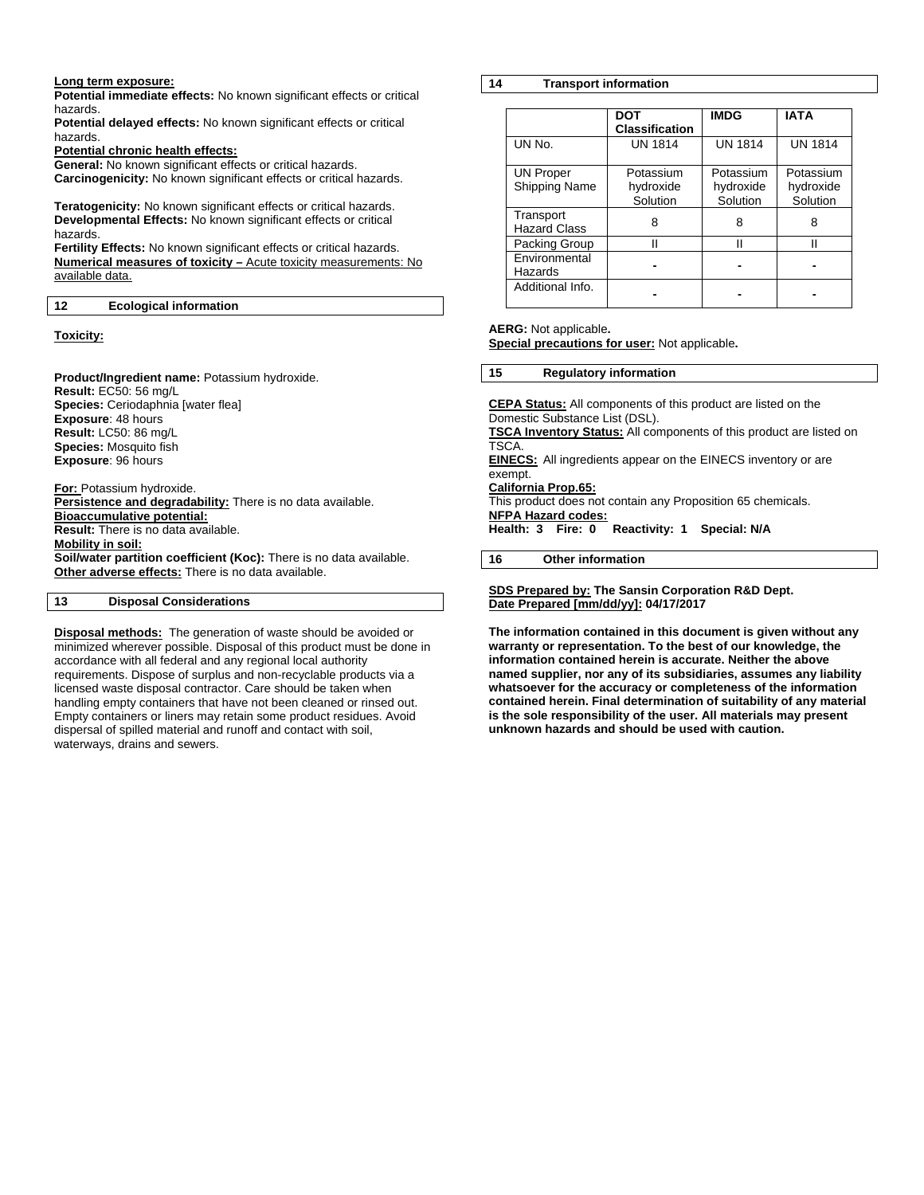**Long term exposure:**

**Potential immediate effects:** No known significant effects or critical hazards.

**Potential delayed effects:** No known significant effects or critical hazards.

**Potential chronic health effects:**

**General:** No known significant effects or critical hazards.

**Carcinogenicity:** No known significant effects or critical hazards.

**Teratogenicity:** No known significant effects or critical hazards.

**Developmental Effects:** No known significant effects or critical hazards.

**Fertility Effects:** No known significant effects or critical hazards.

**Numerical measures of toxicity –** Acute toxicity measurements: No available data.

## 12 Ecological information

**Toxicity:**

**Product/Ingredient name:** Potassium hydroxide.
**Result:** EC50: 56 mg/L
**Species:** Ceriodaphnia [water flea]
**Exposure**: 48 hours
**Result:** LC50: 86 mg/L
**Species:** Mosquito fish
**Exposure**: 96 hours

**For:** Potassium hydroxide.
**Persistence and degradability:** There is no data available.
**Bioaccumulative potential:**
**Result:** There is no data available.
**Mobility in soil:**
**Soil/water partition coefficient (Koc):** There is no data available.
**Other adverse effects:** There is no data available.

## 13 Disposal Considerations

**Disposal methods:** The generation of waste should be avoided or minimized wherever possible. Disposal of this product must be done in accordance with all federal and any regional local authority requirements. Dispose of surplus and non-recyclable products via a licensed waste disposal contractor. Care should be taken when handling empty containers that have not been cleaned or rinsed out. Empty containers or liners may retain some product residues. Avoid dispersal of spilled material and runoff and contact with soil, waterways, drains and sewers.

## 14 Transport information

| | DOT Classification | IMDG | IATA |
|---|---|---|---|
| UN No. | UN 1814 | UN 1814 | UN 1814 |
| UN Proper Shipping Name | Potassium hydroxide Solution | Potassium hydroxide Solution | Potassium hydroxide Solution |
| Transport Hazard Class | 8 | 8 | 8 |
| Packing Group | II | II | II |
| Environmental Hazards | - | - | - |
| Additional Info. | - | - | - |

**AERG:** Not applicable**.**
**Special precautions for user:** Not applicable**.**

## 15 Regulatory information

**CEPA Status:** All components of this product are listed on the Domestic Substance List (DSL).
**TSCA Inventory Status:** All components of this product are listed on TSCA.
**EINECS:** All ingredients appear on the EINECS inventory or are exempt.
**California Prop.65:**
This product does not contain any Proposition 65 chemicals.
**NFPA Hazard codes:**
**Health: 3 Fire: 0 Reactivity: 1 Special: N/A**

## 16 Other information

**SDS Prepared by: The Sansin Corporation R&D Dept.**
**Date Prepared [mm/dd/yy]: 04/17/2017**

**The information contained in this document is given without any warranty or representation. To the best of our knowledge, the information contained herein is accurate. Neither the above named supplier, nor any of its subsidiaries, assumes any liability whatsoever for the accuracy or completeness of the information contained herein. Final determination of suitability of any material is the sole responsibility of the user. All materials may present unknown hazards and should be used with caution.**